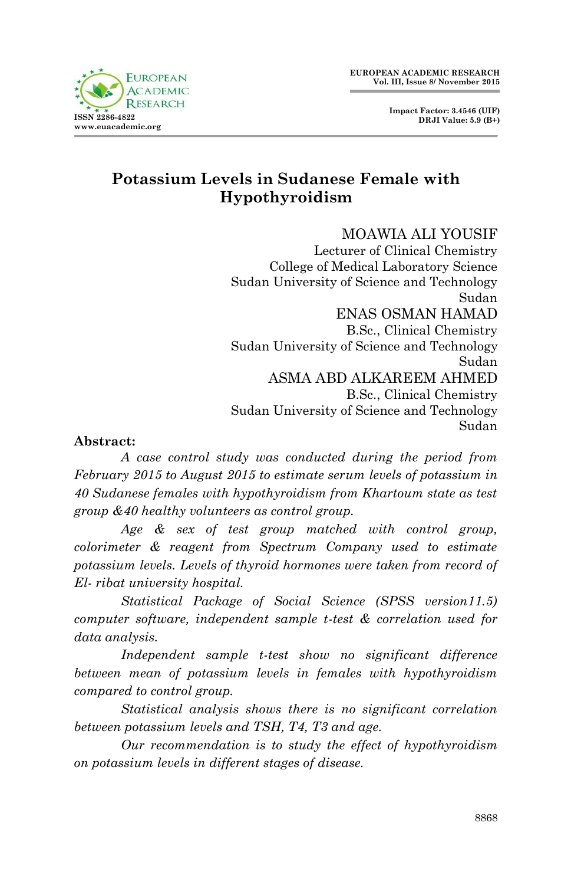# Potassium Levels in Sudanese Female with Hypothyroidism

MOAWIA ALI YOUSIF
Lecturer of Clinical Chemistry
College of Medical Laboratory Science
Sudan University of Science and Technology
Sudan

ENAS OSMAN HAMAD
B.Sc., Clinical Chemistry
Sudan University of Science and Technology
Sudan

ASMA ABD ALKAREEM AHMED
B.Sc., Clinical Chemistry
Sudan University of Science and Technology
Sudan

**Abstract:**

*A case control study was conducted during the period from February 2015 to August 2015 to estimate serum levels of potassium in 40 Sudanese females with hypothyroidism from Khartoum state as test group &40 healthy volunteers as control group.*

*Age & sex of test group matched with control group, colorimeter & reagent from Spectrum Company used to estimate potassium levels. Levels of thyroid hormones were taken from record of El- ribat university hospital.*

*Statistical Package of Social Science (SPSS version11.5) computer software, independent sample t-test & correlation used for data analysis.*

*Independent sample t-test show no significant difference between mean of potassium levels in females with hypothyroidism compared to control group.*

*Statistical analysis shows there is no significant correlation between potassium levels and TSH, T4, T3 and age.*

*Our recommendation is to study the effect of hypothyroidism on potassium levels in different stages of disease.*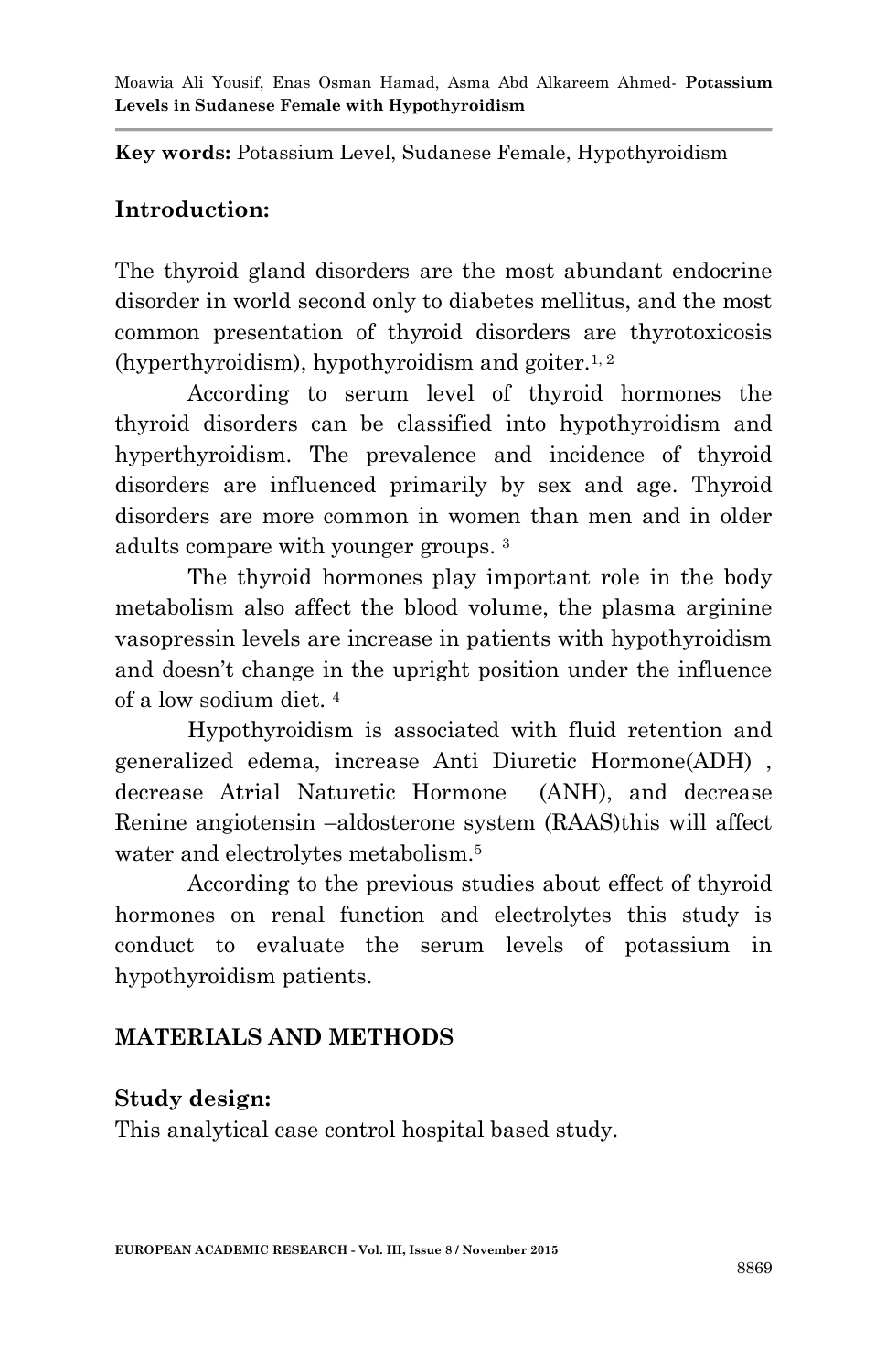**Key words:** Potassium Level, Sudanese Female, Hypothyroidism

## Introduction:

The thyroid gland disorders are the most abundant endocrine disorder in world second only to diabetes mellitus, and the most common presentation of thyroid disorders are thyrotoxicosis (hyperthyroidism), hypothyroidism and goiter.[1, 2]

According to serum level of thyroid hormones the thyroid disorders can be classified into hypothyroidism and hyperthyroidism. The prevalence and incidence of thyroid disorders are influenced primarily by sex and age. Thyroid disorders are more common in women than men and in older adults compare with younger groups. [3]

The thyroid hormones play important role in the body metabolism also affect the blood volume, the plasma arginine vasopressin levels are increase in patients with hypothyroidism and doesn't change in the upright position under the influence of a low sodium diet. [4]

Hypothyroidism is associated with fluid retention and generalized edema, increase Anti Diuretic Hormone(ADH) , decrease Atrial Naturetic Hormone (ANH), and decrease Renine angiotensin –aldosterone system (RAAS)this will affect water and electrolytes metabolism.[5]

According to the previous studies about effect of thyroid hormones on renal function and electrolytes this study is conduct to evaluate the serum levels of potassium in hypothyroidism patients.

## MATERIALS AND METHODS

### Study design:

This analytical case control hospital based study.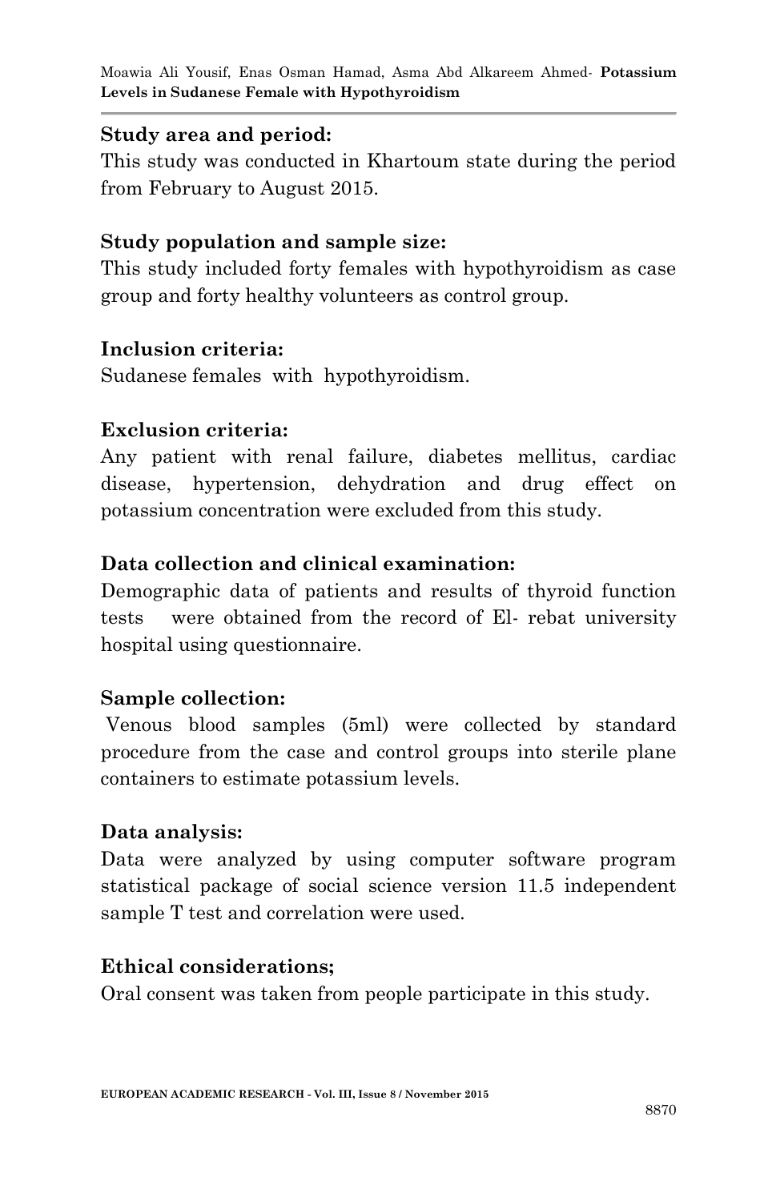**Study area and period:**
This study was conducted in Khartoum state during the period from February to August 2015.

**Study population and sample size:**
This study included forty females with hypothyroidism as case group and forty healthy volunteers as control group.

**Inclusion criteria:**
Sudanese females with hypothyroidism.

**Exclusion criteria:**
Any patient with renal failure, diabetes mellitus, cardiac disease, hypertension, dehydration and drug effect on potassium concentration were excluded from this study.

**Data collection and clinical examination:**
Demographic data of patients and results of thyroid function tests were obtained from the record of El- rebat university hospital using questionnaire.

**Sample collection:**
Venous blood samples (5ml) were collected by standard procedure from the case and control groups into sterile plane containers to estimate potassium levels.

**Data analysis:**
Data were analyzed by using computer software program statistical package of social science version 11.5 independent sample T test and correlation were used.

**Ethical considerations;**
Oral consent was taken from people participate in this study.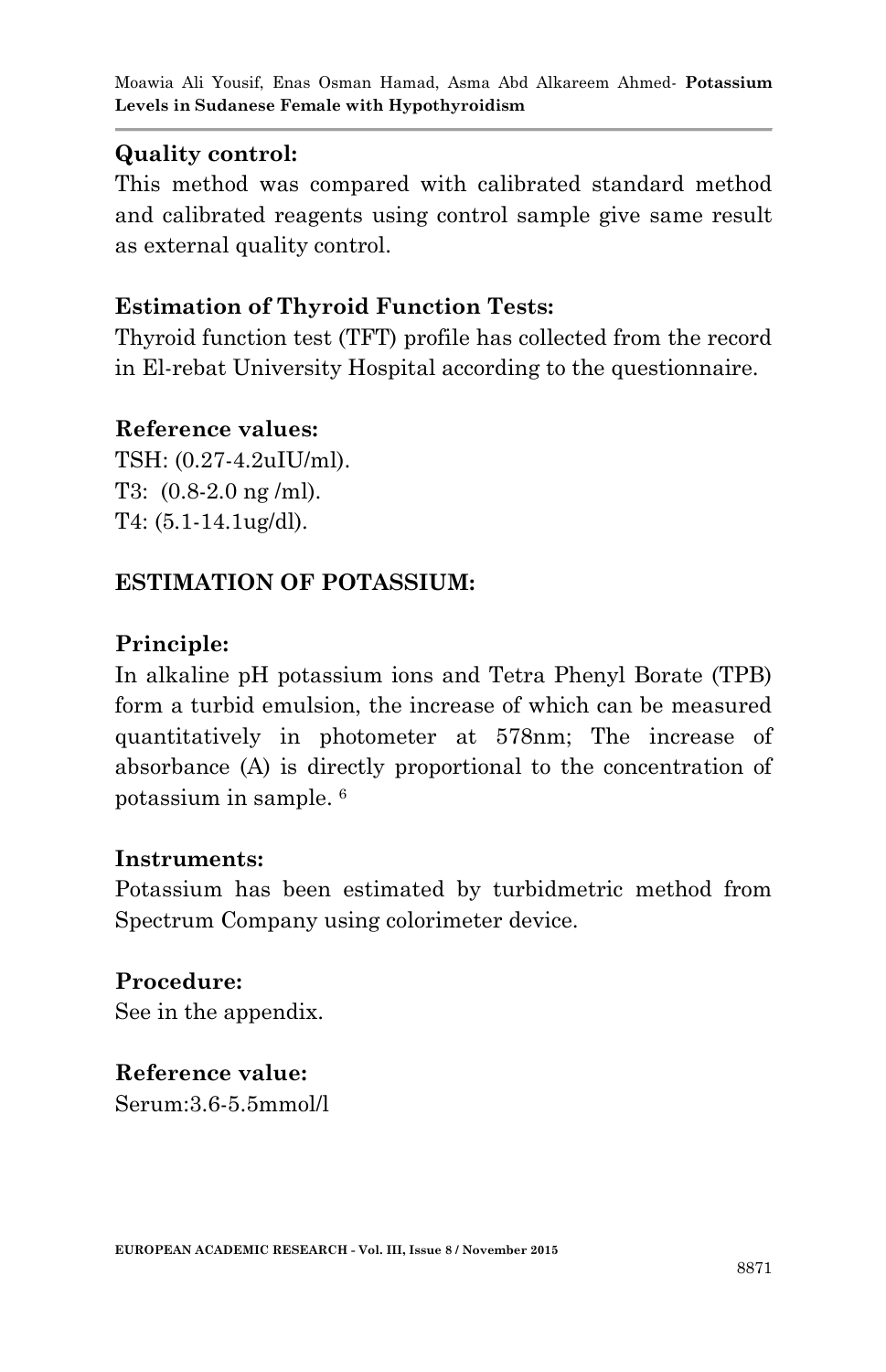**Quality control:**

This method was compared with calibrated standard method and calibrated reagents using control sample give same result as external quality control.

**Estimation of Thyroid Function Tests:**

Thyroid function test (TFT) profile has collected from the record in El-rebat University Hospital according to the questionnaire.

**Reference values:**

TSH: (0.27-4.2uIU/ml).
T3: (0.8-2.0 ng /ml).
T4: (5.1-14.1ug/dl).

**ESTIMATION OF POTASSIUM:**

**Principle:**

In alkaline pH potassium ions and Tetra Phenyl Borate (TPB) form a turbid emulsion, the increase of which can be measured quantitatively in photometer at 578nm; The increase of absorbance (A) is directly proportional to the concentration of potassium in sample. [6]

**Instruments:**

Potassium has been estimated by turbidmetric method from Spectrum Company using colorimeter device.

**Procedure:**

See in the appendix.

**Reference value:**

Serum:3.6-5.5mmol/l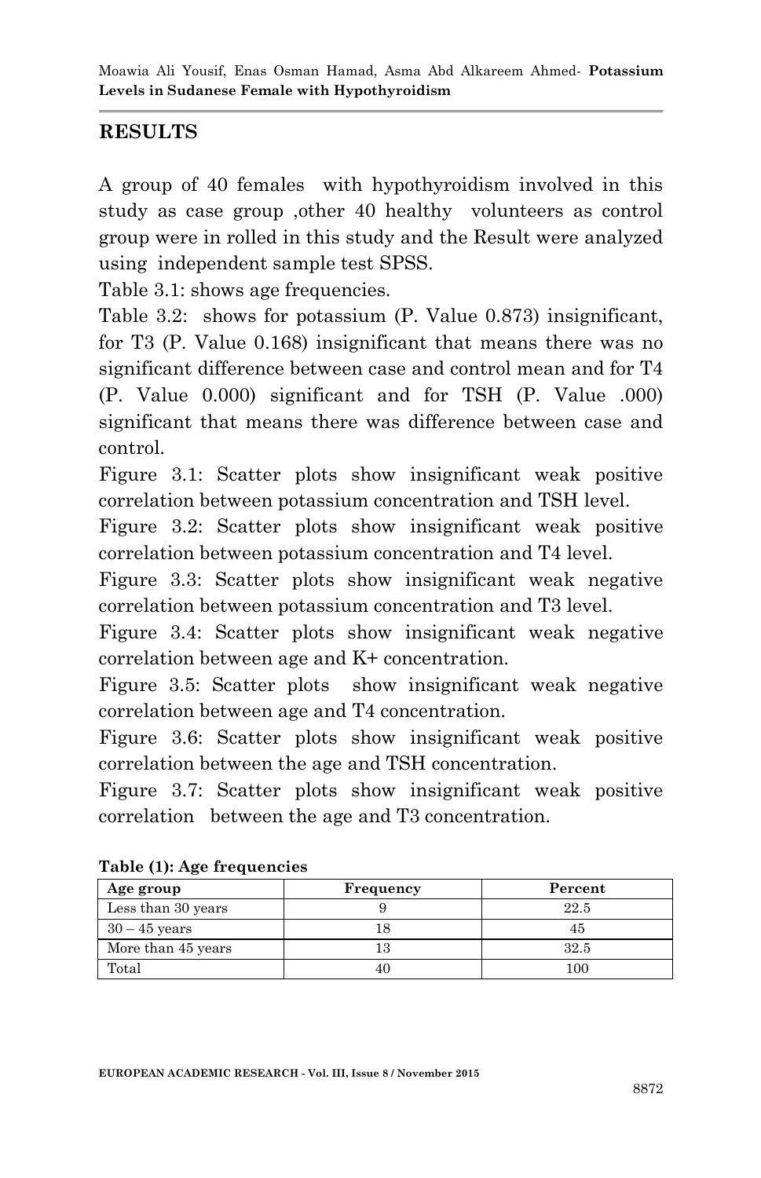## RESULTS

A group of 40 females with hypothyroidism involved in this study as case group ,other 40 healthy volunteers as control group were in rolled in this study and the Result were analyzed using independent sample test SPSS.

Table 3.1: shows age frequencies.

Table 3.2: shows for potassium (P. Value 0.873) insignificant, for T3 (P. Value 0.168) insignificant that means there was no significant difference between case and control mean and for T4 (P. Value 0.000) significant and for TSH (P. Value .000) significant that means there was difference between case and control.

Figure 3.1: Scatter plots show insignificant weak positive correlation between potassium concentration and TSH level.

Figure 3.2: Scatter plots show insignificant weak positive correlation between potassium concentration and T4 level.

Figure 3.3: Scatter plots show insignificant weak negative correlation between potassium concentration and T3 level.

Figure 3.4: Scatter plots show insignificant weak negative correlation between age and K+ concentration.

Figure 3.5: Scatter plots show insignificant weak negative correlation between age and T4 concentration.

Figure 3.6: Scatter plots show insignificant weak positive correlation between the age and TSH concentration.

Figure 3.7: Scatter plots show insignificant weak positive correlation between the age and T3 concentration.

**Table (1): Age frequencies**

| Age group | Frequency | Percent |
|---|---|---|
| Less than 30 years | 9 | 22.5 |
| 30 – 45 years | 18 | 45 |
| More than 45 years | 13 | 32.5 |
| Total | 40 | 100 |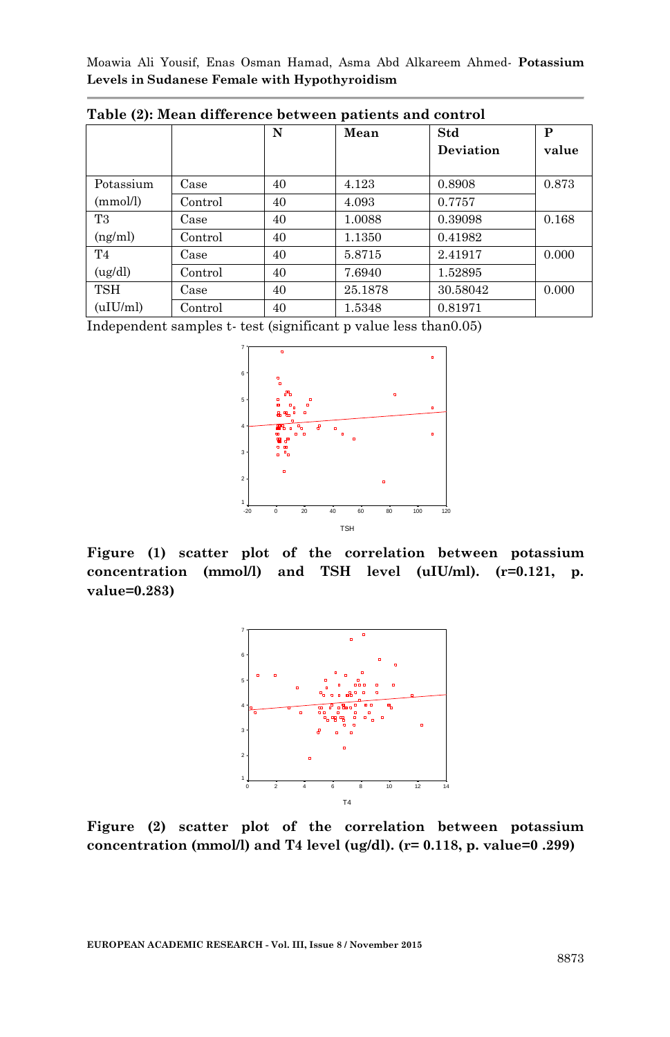**Table (2): Mean difference between patients and control**

| | | N | Mean | Std Deviation | P value |
|---|---|---|---|---|---|
| Potassium (mmol/l) | Case | 40 | 4.123 | 0.8908 | 0.873 |
| | Control | 40 | 4.093 | 0.7757 | |
| T3 (ng/ml) | Case | 40 | 1.0088 | 0.39098 | 0.168 |
| | Control | 40 | 1.1350 | 0.41982 | |
| T4 (ug/dl) | Case | 40 | 5.8715 | 2.41917 | 0.000 |
| | Control | 40 | 7.6940 | 1.52895 | |
| TSH (uIU/ml) | Case | 40 | 25.1878 | 30.58042 | 0.000 |
| | Control | 40 | 1.5348 | 0.81971 | |

Independent samples t- test (significant p value less than0.05)

**Figure (1) scatter plot of the correlation between potassium concentration (mmol/l) and TSH level (uIU/ml). (r=0.121, p. value=0.283)**

**Figure (2) scatter plot of the correlation between potassium concentration (mmol/l) and T4 level (ug/dl). (r= 0.118, p. value=0 .299)**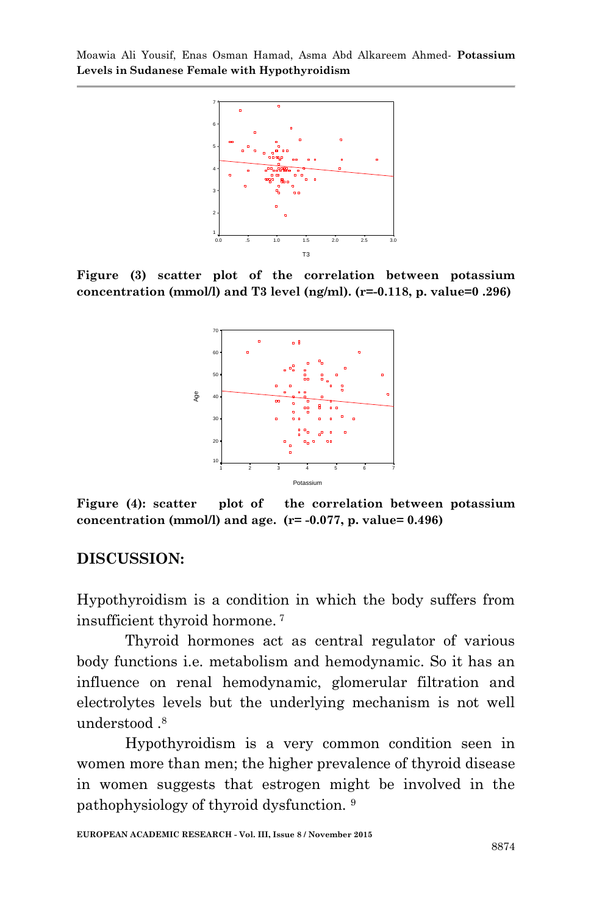**Figure (3) scatter plot of the correlation between potassium concentration (mmol/l) and T3 level (ng/ml). (r=-0.118, p. value=0 .296)**

**Figure (4): scatter plot of the correlation between potassium concentration (mmol/l) and age. (r= -0.077, p. value= 0.496)**

## DISCUSSION:

Hypothyroidism is a condition in which the body suffers from insufficient thyroid hormone. [7]

Thyroid hormones act as central regulator of various body functions i.e. metabolism and hemodynamic. So it has an influence on renal hemodynamic, glomerular filtration and electrolytes levels but the underlying mechanism is not well understood .[8]

Hypothyroidism is a very common condition seen in women more than men; the higher prevalence of thyroid disease in women suggests that estrogen might be involved in the pathophysiology of thyroid dysfunction. [9]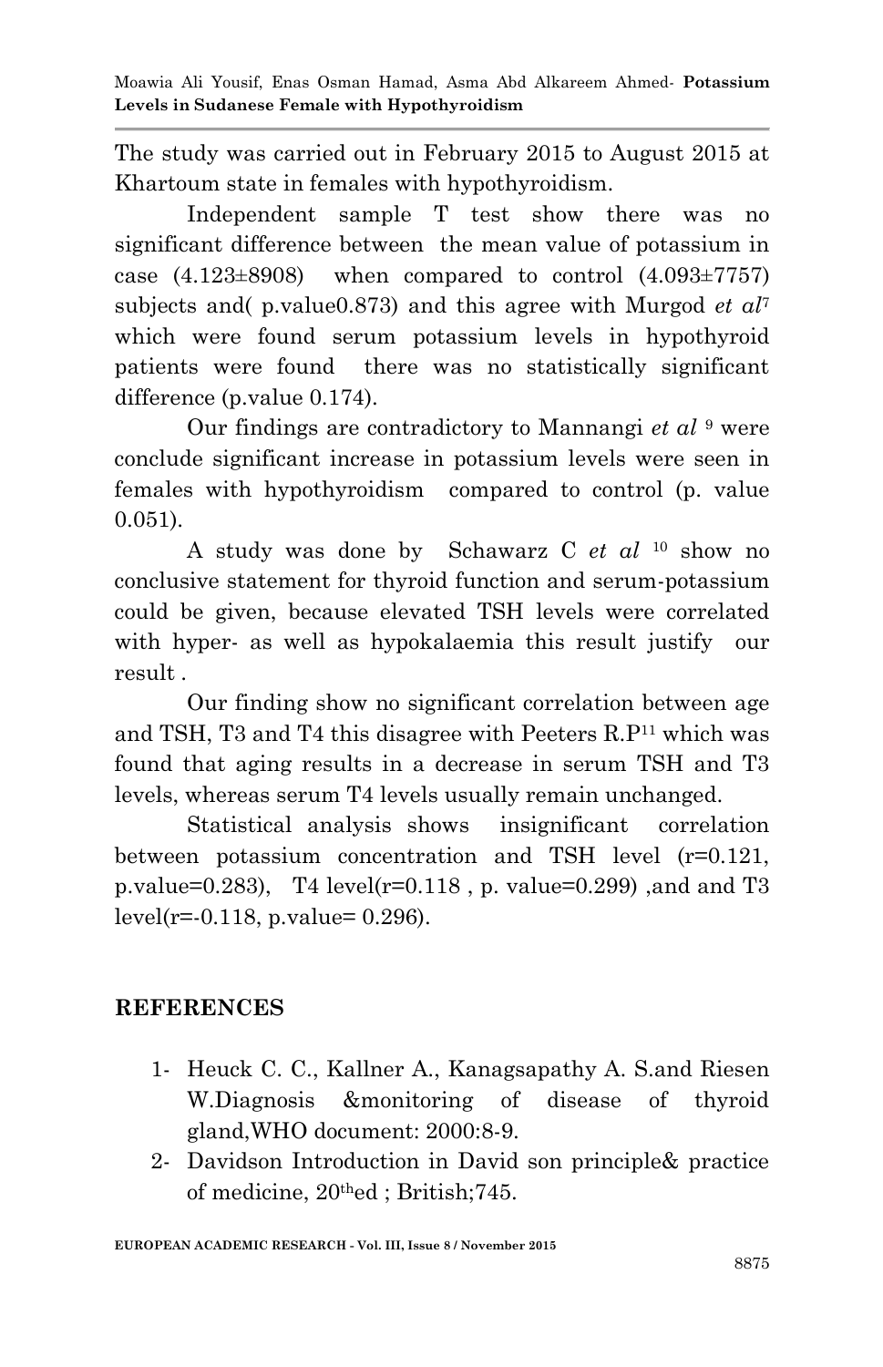The study was carried out in February 2015 to August 2015 at Khartoum state in females with hypothyroidism.

Independent sample T test show there was no significant difference between the mean value of potassium in case (4.123±8908) when compared to control (4.093±7757) subjects and( p.value0.873) and this agree with Murgod *et al*[7] which were found serum potassium levels in hypothyroid patients were found there was no statistically significant difference (p.value 0.174).

Our findings are contradictory to Mannangi *et al* [9] were conclude significant increase in potassium levels were seen in females with hypothyroidism compared to control (p. value 0.051).

A study was done by Schawarz C *et al* [10] show no conclusive statement for thyroid function and serum-potassium could be given, because elevated TSH levels were correlated with hyper- as well as hypokalaemia this result justify our result .

Our finding show no significant correlation between age and TSH, T3 and T4 this disagree with Peeters R.P[11] which was found that aging results in a decrease in serum TSH and T3 levels, whereas serum T4 levels usually remain unchanged.

Statistical analysis shows insignificant correlation between potassium concentration and TSH level (r=0.121, p.value=0.283), T4 level(r=0.118 , p. value=0.299) ,and and T3 level(r=-0.118, p.value= 0.296).

## REFERENCES

1- Heuck C. C., Kallner A., Kanagsapathy A. S.and Riesen W.Diagnosis &monitoring of disease of thyroid gland,WHO document: 2000:8-9.

2- Davidson Introduction in David son principle& practice of medicine, 20thed ; British;745.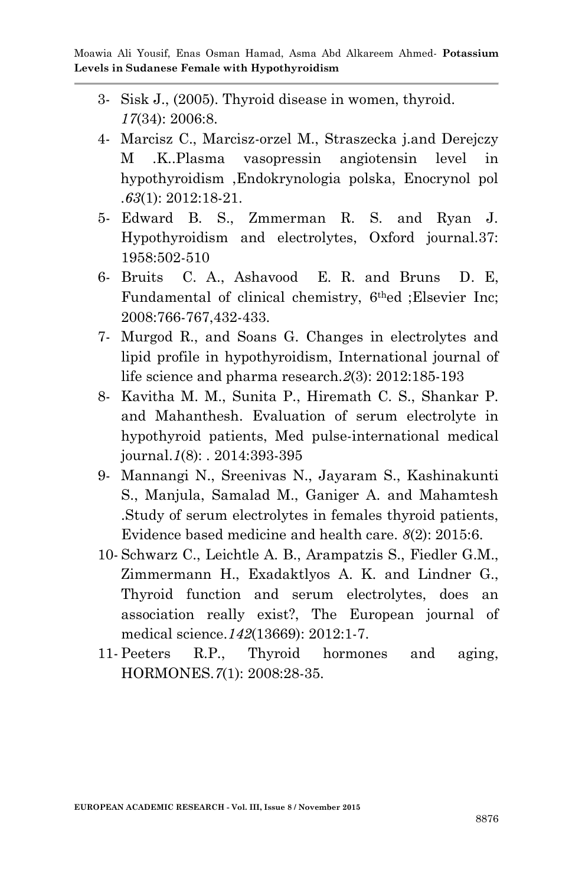3- Sisk J., (2005). Thyroid disease in women, thyroid. *17*(34): 2006:8.

4- Marcisz C., Marcisz-orzel M., Straszecka j.and Derejczy M .K..Plasma vasopressin angiotensin level in hypothyroidism ,Endokrynologia polska, Enocrynol pol .*63*(1): 2012:18-21.

5- Edward B. S., Zmmerman R. S. and Ryan J. Hypothyroidism and electrolytes, Oxford journal.37: 1958:502-510

6- Bruits C. A., Ashavood E. R. and Bruns D. E, Fundamental of clinical chemistry, 6thed ;Elsevier Inc; 2008:766-767,432-433.

7- Murgod R., and Soans G. Changes in electrolytes and lipid profile in hypothyroidism, International journal of life science and pharma research.*2*(3): 2012:185-193

8- Kavitha M. M., Sunita P., Hiremath C. S., Shankar P. and Mahanthesh. Evaluation of serum electrolyte in hypothyroid patients, Med pulse-international medical journal.*1*(8): . 2014:393-395

9- Mannangi N., Sreenivas N., Jayaram S., Kashinakunti S., Manjula, Samalad M., Ganiger A. and Mahamtesh .Study of serum electrolytes in females thyroid patients, Evidence based medicine and health care. *8*(2): 2015:6.

10- Schwarz C., Leichtle A. B., Arampatzis S., Fiedler G.M., Zimmermann H., Exadaktlyos A. K. and Lindner G., Thyroid function and serum electrolytes, does an association really exist?, The European journal of medical science.*142*(13669): 2012:1-7.

11- Peeters R.P., Thyroid hormones and aging, HORMONES.*7*(1): 2008:28-35.